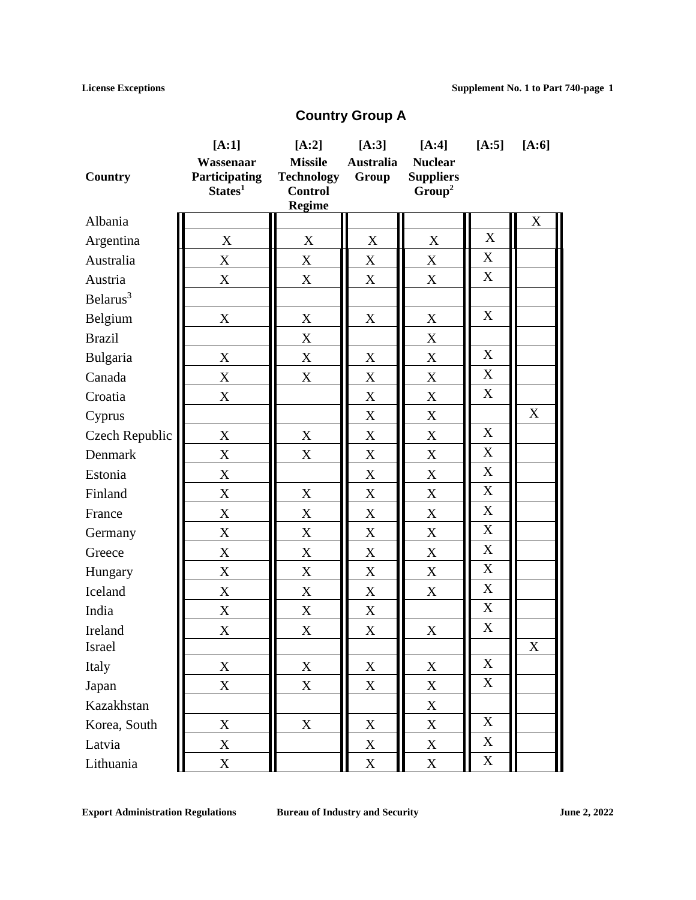## Country Group A

| Country | [A:1] Wassenaar Participating States[1] | [A:2] Missile Technology Control Regime | [A:3] Australia Group | [A:4] Nuclear Suppliers Group[2] | [A:5] | [A:6] |
|---|---|---|---|---|---|---|
| Albania | | | | | | X |
| Argentina | X | X | X | X | X | |
| Australia | X | X | X | X | X | |
| Austria | X | X | X | X | X | |
| Belarus[3] | | | | | | |
| Belgium | X | X | X | X | X | |
| Brazil | | X | | X | | |
| Bulgaria | X | X | X | X | X | |
| Canada | X | X | X | X | X | |
| Croatia | X | | X | X | X | |
| Cyprus | | | X | X | | X |
| Czech Republic | X | X | X | X | X | |
| Denmark | X | X | X | X | X | |
| Estonia | X | | X | X | X | |
| Finland | X | X | X | X | X | |
| France | X | X | X | X | X | |
| Germany | X | X | X | X | X | |
| Greece | X | X | X | X | X | |
| Hungary | X | X | X | X | X | |
| Iceland | X | X | X | X | X | |
| India | X | X | X | | X | |
| Ireland | X | X | X | X | X | |
| Israel | | | | | | X |
| Italy | X | X | X | X | X | |
| Japan | X | X | X | X | X | |
| Kazakhstan | | | | X | | |
| Korea, South | X | X | X | X | X | |
| Latvia | X | | X | X | X | |
| Lithuania | X | | X | X | X | |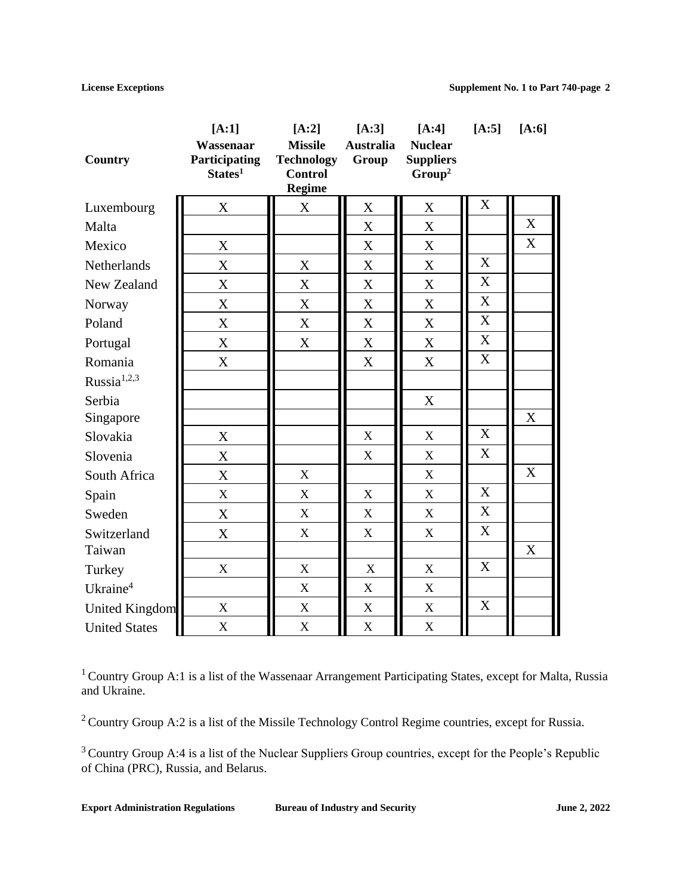| Country | [A:1] Wassenaar Participating States[1] | [A:2] Missile Technology Control Regime | [A:3] Australia Group | [A:4] Nuclear Suppliers Group[2] | [A:5] | [A:6] |
|---|---|---|---|---|---|---|
| Luxembourg | X | X | X | X | X | |
| Malta | | | X | X | | X |
| Mexico | X | | X | X | | X |
| Netherlands | X | X | X | X | X | |
| New Zealand | X | X | X | X | X | |
| Norway | X | X | X | X | X | |
| Poland | X | X | X | X | X | |
| Portugal | X | X | X | X | X | |
| Romania | X | | X | X | X | |
| Russia[1,2,3] | | | | | | |
| Serbia | | | | X | | |
| Singapore | | | | | | X |
| Slovakia | X | | X | X | X | |
| Slovenia | X | | X | X | X | |
| South Africa | X | X | | X | | X |
| Spain | X | X | X | X | X | |
| Sweden | X | X | X | X | X | |
| Switzerland | X | X | X | X | X | |
| Taiwan | | | | | | X |
| Turkey | X | X | X | X | X | |
| Ukraine[4] | | X | X | X | | |
| United Kingdom | X | X | X | X | X | |
| United States | X | X | X | X | | |

[1] Country Group A:1 is a list of the Wassenaar Arrangement Participating States, except for Malta, Russia and Ukraine.

[2] Country Group A:2 is a list of the Missile Technology Control Regime countries, except for Russia.

[3] Country Group A:4 is a list of the Nuclear Suppliers Group countries, except for the People's Republic of China (PRC), Russia, and Belarus.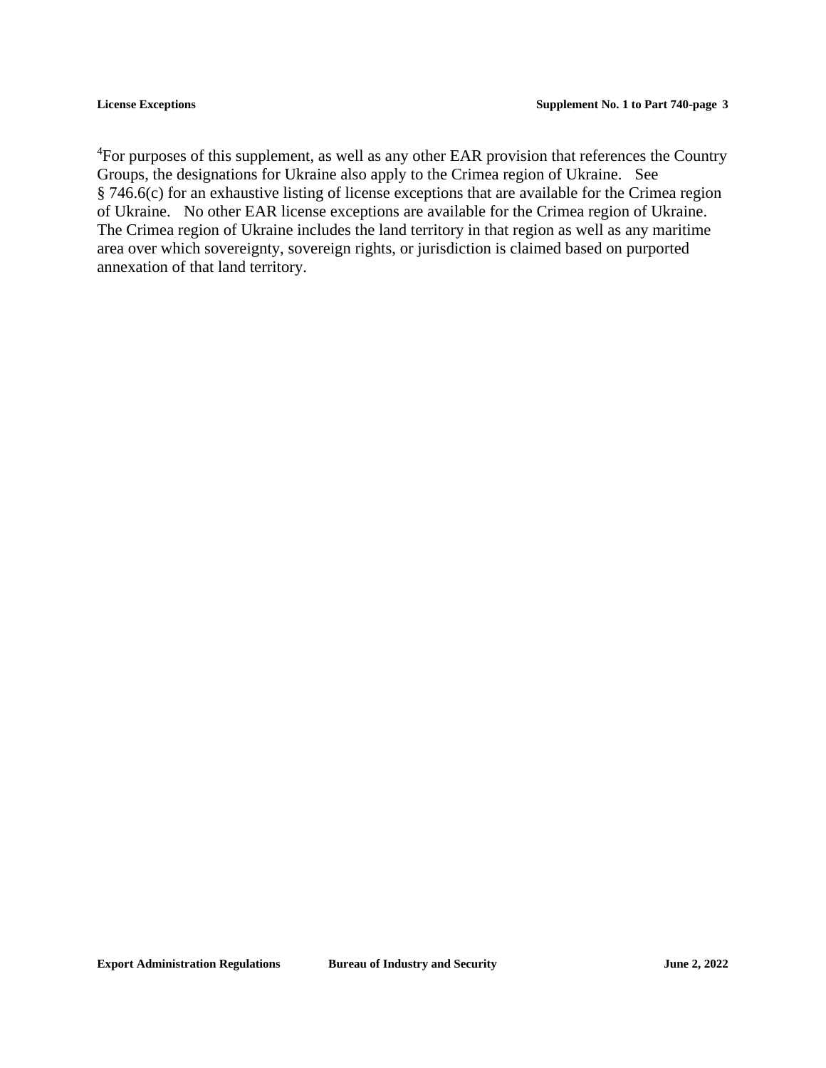[4] For purposes of this supplement, as well as any other EAR provision that references the Country Groups, the designations for Ukraine also apply to the Crimea region of Ukraine. See § 746.6(c) for an exhaustive listing of license exceptions that are available for the Crimea region of Ukraine. No other EAR license exceptions are available for the Crimea region of Ukraine. The Crimea region of Ukraine includes the land territory in that region as well as any maritime area over which sovereignty, sovereign rights, or jurisdiction is claimed based on purported annexation of that land territory.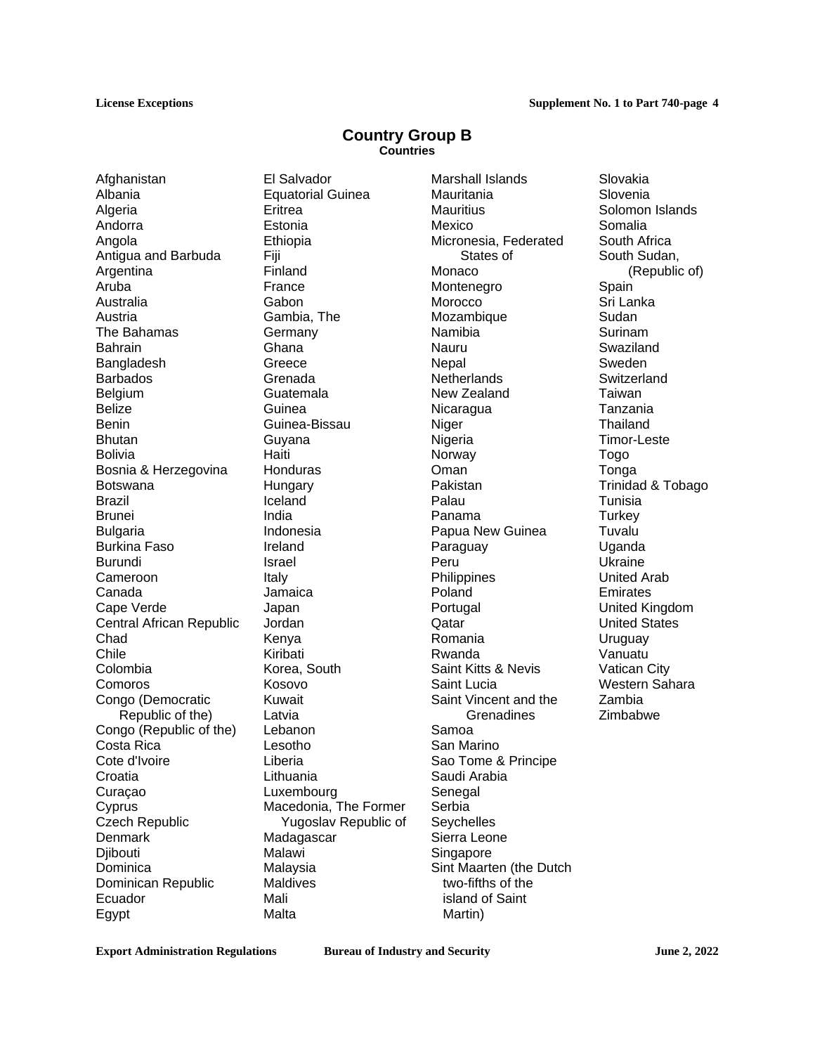## Country Group B

### Countries

Afghanistan
Albania
Algeria
Andorra
Angola
Antigua and Barbuda
Argentina
Aruba
Australia
Austria
The Bahamas
Bahrain
Bangladesh
Barbados
Belgium
Belize
Benin
Bhutan
Bolivia
Bosnia & Herzegovina
Botswana
Brazil
Brunei
Bulgaria
Burkina Faso
Burundi
Cameroon
Canada
Cape Verde
Central African Republic
Chad
Chile
Colombia
Comoros
Congo (Democratic Republic of the)
Congo (Republic of the)
Costa Rica
Cote d'Ivoire
Croatia
Curaçao
Cyprus
Czech Republic
Denmark
Djibouti
Dominica
Dominican Republic
Ecuador
Egypt
El Salvador
Equatorial Guinea
Eritrea
Estonia
Ethiopia
Fiji
Finland
France
Gabon
Gambia, The
Germany
Ghana
Greece
Grenada
Guatemala
Guinea
Guinea-Bissau
Guyana
Haiti
Honduras
Hungary
Iceland
India
Indonesia
Ireland
Israel
Italy
Jamaica
Japan
Jordan
Kenya
Kiribati
Korea, South
Kosovo
Kuwait
Latvia
Lebanon
Lesotho
Liberia
Lithuania
Luxembourg
Macedonia, The Former Yugoslav Republic of
Madagascar
Malawi
Malaysia
Maldives
Mali
Malta
Marshall Islands
Mauritania
Mauritius
Mexico
Micronesia, Federated States of
Monaco
Montenegro
Morocco
Mozambique
Namibia
Nauru
Nepal
Netherlands
New Zealand
Nicaragua
Niger
Nigeria
Norway
Oman
Pakistan
Palau
Panama
Papua New Guinea
Paraguay
Peru
Philippines
Poland
Portugal
Qatar
Romania
Rwanda
Saint Kitts & Nevis
Saint Lucia
Saint Vincent and the Grenadines
Samoa
San Marino
Sao Tome & Principe
Saudi Arabia
Senegal
Serbia
Seychelles
Sierra Leone
Singapore
Sint Maarten (the Dutch two-fifths of the island of Saint Martin)
Slovakia
Slovenia
Solomon Islands
Somalia
South Africa
South Sudan, (Republic of)
Spain
Sri Lanka
Sudan
Surinam
Swaziland
Sweden
Switzerland
Taiwan
Tanzania
Thailand
Timor-Leste
Togo
Tonga
Trinidad & Tobago
Tunisia
Turkey
Tuvalu
Uganda
Ukraine
United Arab Emirates
United Kingdom
United States
Uruguay
Vanuatu
Vatican City
Western Sahara
Zambia
Zimbabwe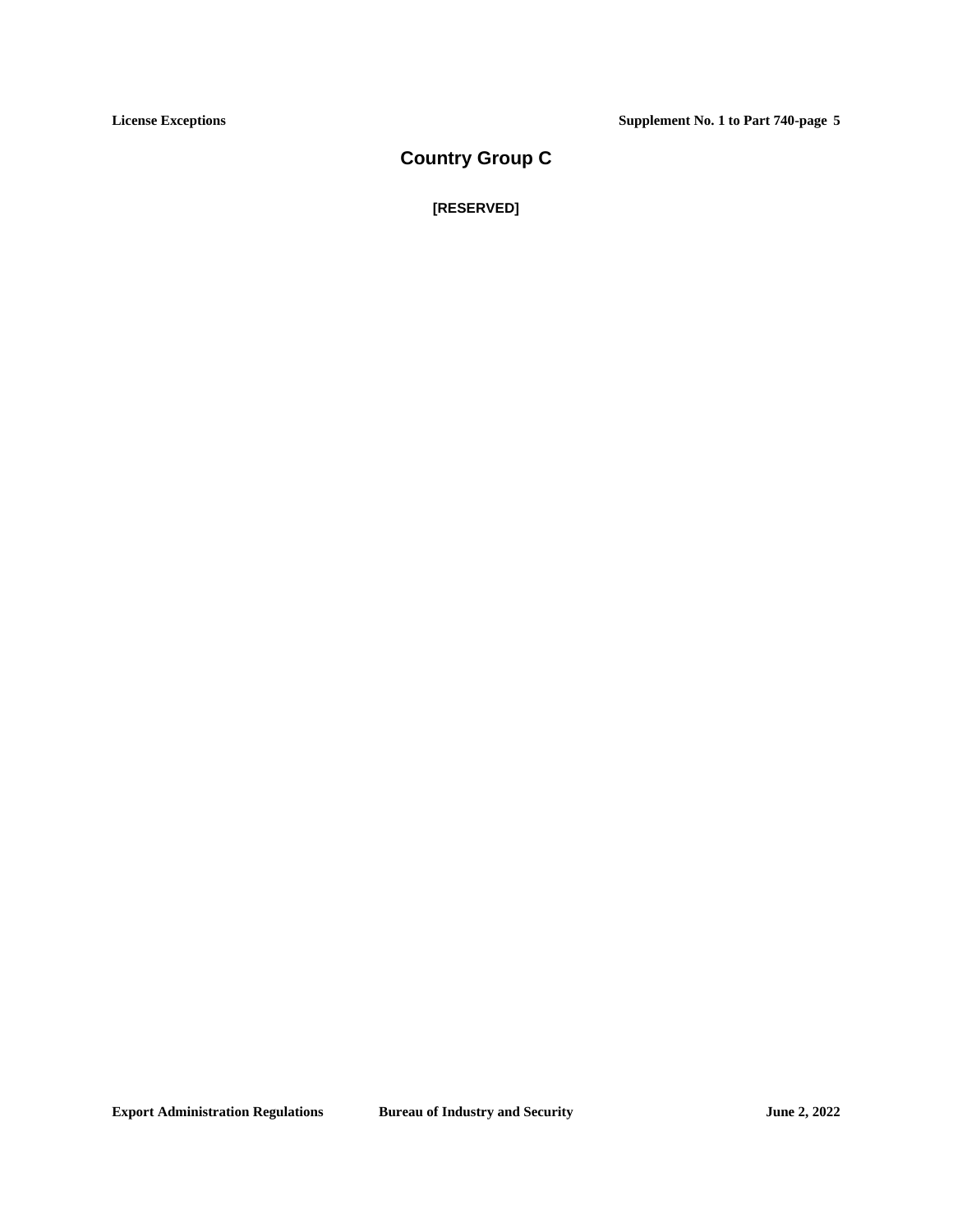# Country Group C

**[RESERVED]**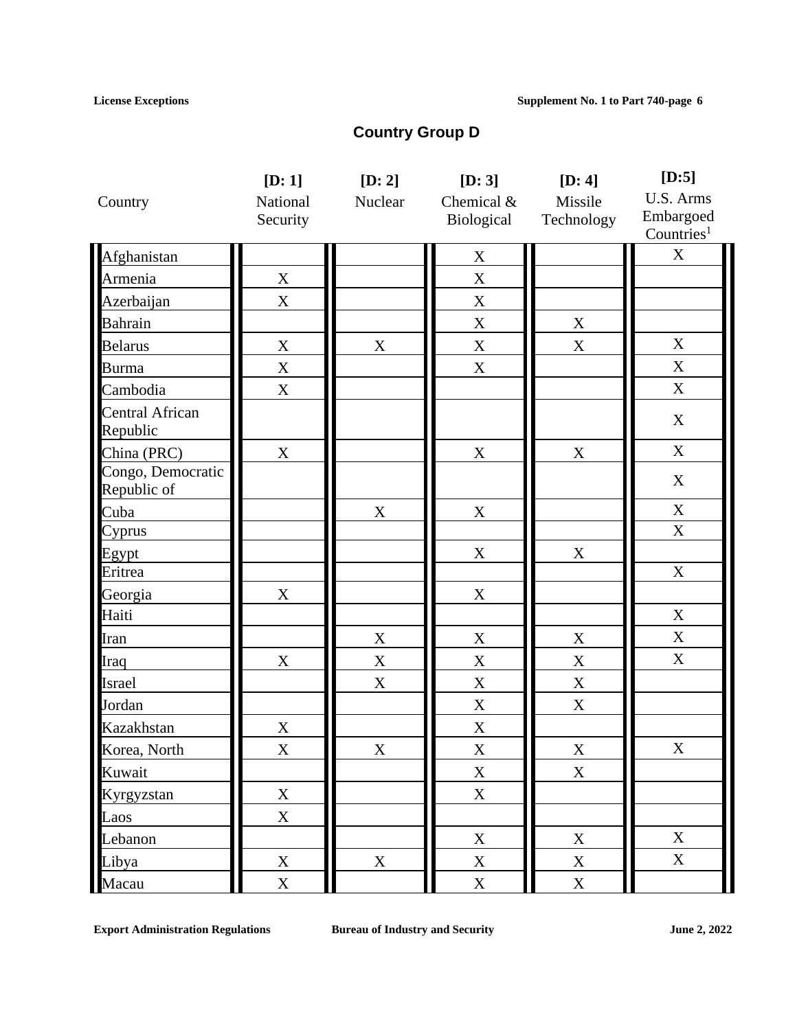## Country Group D

| Country | [D: 1] National Security | [D: 2] Nuclear | [D: 3] Chemical & Biological | [D: 4] Missile Technology | [D:5] U.S. Arms Embargoed Countries[1] |
|---|---|---|---|---|---|
| Afghanistan | | | X | | X |
| Armenia | X | | X | | |
| Azerbaijan | X | | X | | |
| Bahrain | | | X | X | |
| Belarus | X | X | X | X | X |
| Burma | X | | X | | X |
| Cambodia | X | | | | X |
| Central African Republic | | | | | X |
| China (PRC) | X | | X | X | X |
| Congo, Democratic Republic of | | | | | X |
| Cuba | | X | X | | X |
| Cyprus | | | | | X |
| Egypt | | | X | X | |
| Eritrea | | | | | X |
| Georgia | X | | X | | |
| Haiti | | | | | X |
| Iran | | X | X | X | X |
| Iraq | X | X | X | X | X |
| Israel | | X | X | X | |
| Jordan | | | X | X | |
| Kazakhstan | X | | X | | |
| Korea, North | X | X | X | X | X |
| Kuwait | | | X | X | |
| Kyrgyzstan | X | | X | | |
| Laos | X | | | | |
| Lebanon | | | X | X | X |
| Libya | X | X | X | X | X |
| Macau | X | | X | X | |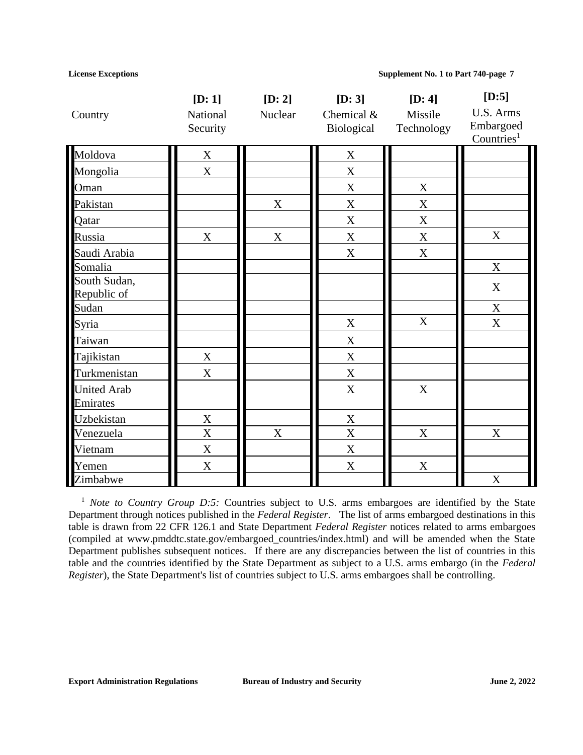| Country | [D: 1] National Security | [D: 2] Nuclear | [D: 3] Chemical & Biological | [D: 4] Missile Technology | [D:5] U.S. Arms Embargoed Countries[1] |
|---|---|---|---|---|---|
| Moldova | X | | X | | |
| Mongolia | X | | X | | |
| Oman | | | X | X | |
| Pakistan | | X | X | X | |
| Qatar | | | X | X | |
| Russia | X | X | X | X | X |
| Saudi Arabia | | | X | X | |
| Somalia | | | | | X |
| South Sudan, Republic of | | | | | X |
| Sudan | | | | | X |
| Syria | | | X | X | X |
| Taiwan | | | X | | |
| Tajikistan | X | | X | | |
| Turkmenistan | X | | X | | |
| United Arab Emirates | | | X | X | |
| Uzbekistan | X | | X | | |
| Venezuela | X | X | X | X | X |
| Vietnam | X | | X | | |
| Yemen | X | | X | X | |
| Zimbabwe | | | | | X |

[1] *Note to Country Group D:5:* Countries subject to U.S. arms embargoes are identified by the State Department through notices published in the *Federal Register*. The list of arms embargoed destinations in this table is drawn from 22 CFR 126.1 and State Department *Federal Register* notices related to arms embargoes (compiled at www.pmddtc.state.gov/embargoed_countries/index.html) and will be amended when the State Department publishes subsequent notices. If there are any discrepancies between the list of countries in this table and the countries identified by the State Department as subject to a U.S. arms embargo (in the *Federal Register*), the State Department's list of countries subject to U.S. arms embargoes shall be controlling.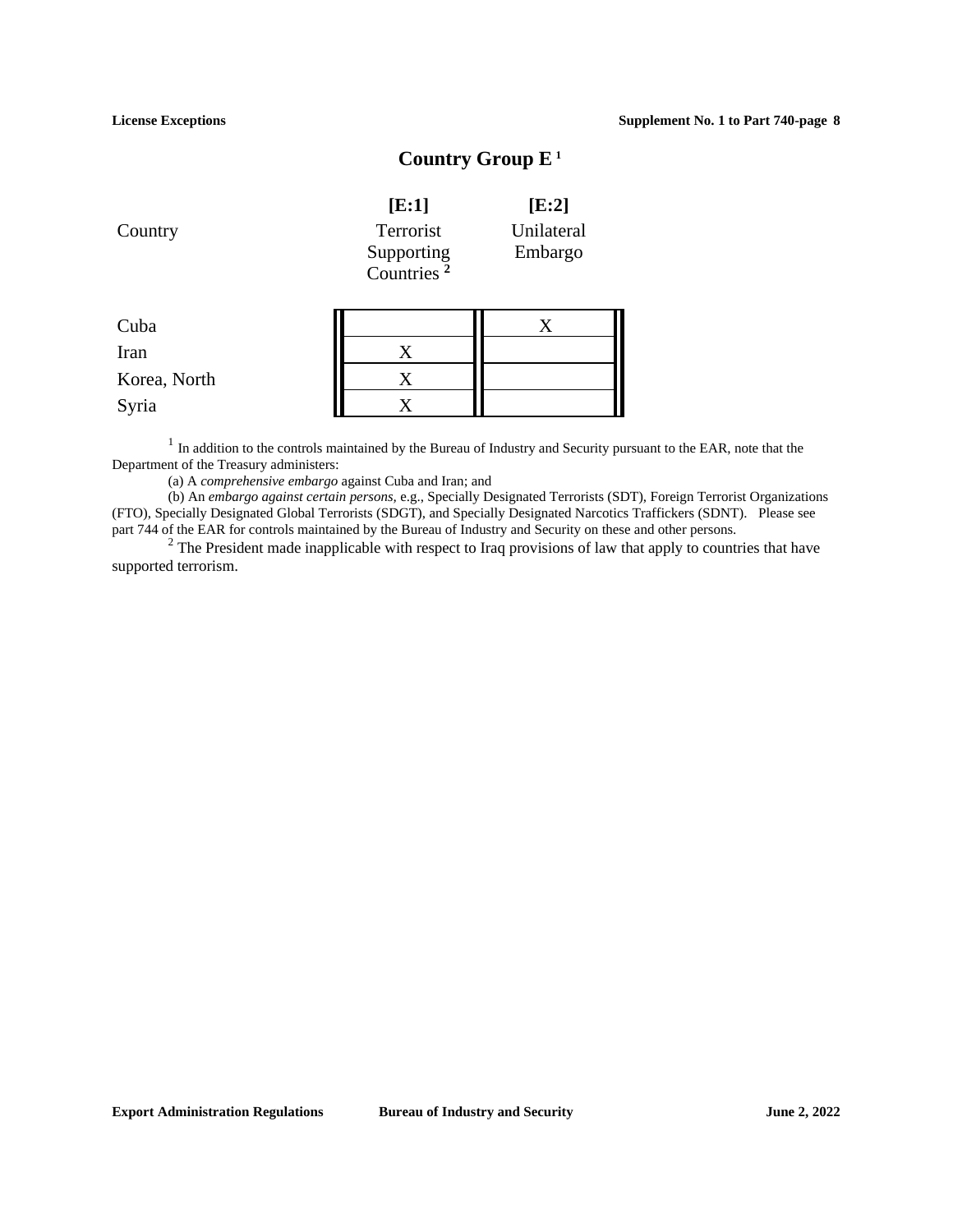## Country Group E [1]

| Country | [E:1] Terrorist Supporting Countries [2] | [E:2] Unilateral Embargo |
|---|---|---|
| Cuba | | X |
| Iran | X | |
| Korea, North | X | |
| Syria | X | |

[1] In addition to the controls maintained by the Bureau of Industry and Security pursuant to the EAR, note that the Department of the Treasury administers:

(a) A *comprehensive embargo* against Cuba and Iran; and

(b) An *embargo against certain persons*, e.g., Specially Designated Terrorists (SDT), Foreign Terrorist Organizations (FTO), Specially Designated Global Terrorists (SDGT), and Specially Designated Narcotics Traffickers (SDNT). Please see part 744 of the EAR for controls maintained by the Bureau of Industry and Security on these and other persons.

[2] The President made inapplicable with respect to Iraq provisions of law that apply to countries that have supported terrorism.